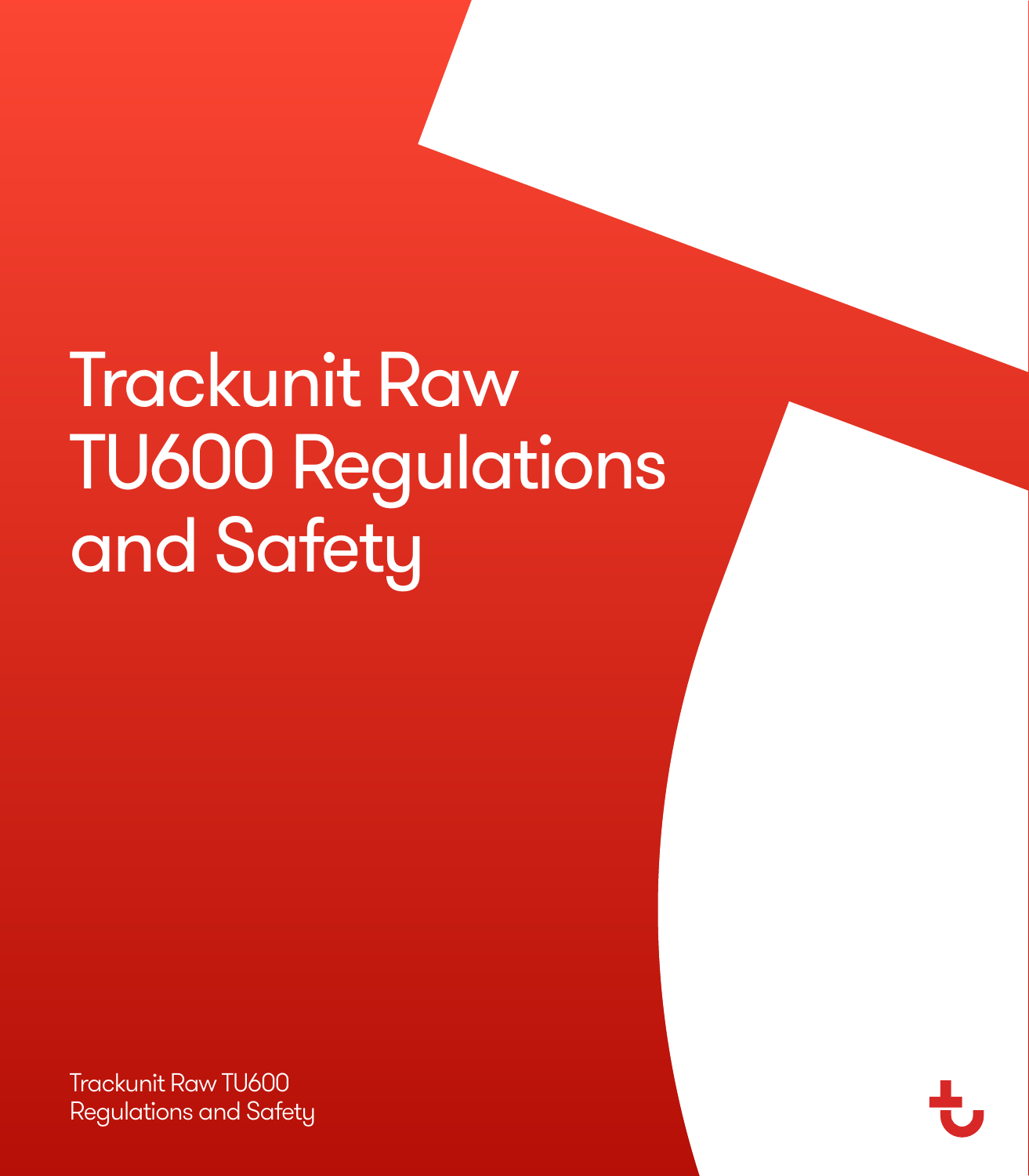# Trackunit Raw TU600 Regulations and Safety

Trackunit Raw TU600
Regulations and Safety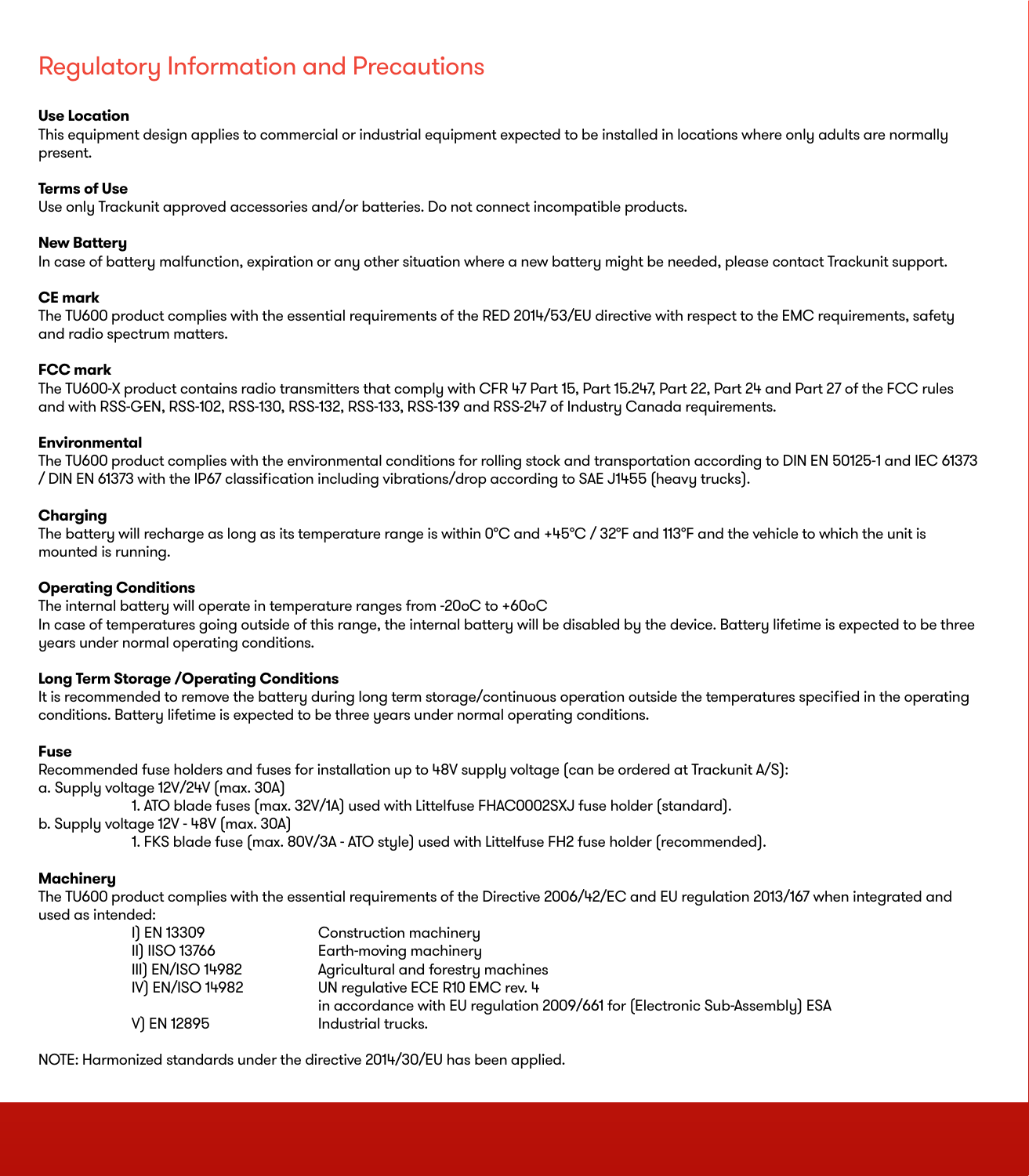# Regulatory Information and Precautions

**Use Location**
This equipment design applies to commercial or industrial equipment expected to be installed in locations where only adults are normally present.

**Terms of Use**
Use only Trackunit approved accessories and/or batteries. Do not connect incompatible products.

**New Battery**
In case of battery malfunction, expiration or any other situation where a new battery might be needed, please contact Trackunit support.

**CE mark**
The TU600 product complies with the essential requirements of the RED 2014/53/EU directive with respect to the EMC requirements, safety and radio spectrum matters.

**FCC mark**
The TU600-X product contains radio transmitters that comply with CFR 47 Part 15, Part 15.247, Part 22, Part 24 and Part 27 of the FCC rules and with RSS-GEN, RSS-102, RSS-130, RSS-132, RSS-133, RSS-139 and RSS-247 of Industry Canada requirements.

**Environmental**
The TU600 product complies with the environmental conditions for rolling stock and transportation according to DIN EN 50125-1 and IEC 61373 / DIN EN 61373 with the IP67 classification including vibrations/drop according to SAE J1455 (heavy trucks).

**Charging**
The battery will recharge as long as its temperature range is within 0°C and +45°C / 32°F and 113°F and the vehicle to which the unit is mounted is running.

**Operating Conditions**
The internal battery will operate in temperature ranges from -20oC to +60oC
In case of temperatures going outside of this range, the internal battery will be disabled by the device. Battery lifetime is expected to be three years under normal operating conditions.

**Long Term Storage /Operating Conditions**
It is recommended to remove the battery during long term storage/continuous operation outside the temperatures specified in the operating conditions. Battery lifetime is expected to be three years under normal operating conditions.

**Fuse**
Recommended fuse holders and fuses for installation up to 48V supply voltage (can be ordered at Trackunit A/S):
a. Supply voltage 12V/24V (max. 30A)
    1. ATO blade fuses (max. 32V/1A) used with Littelfuse FHAC0002SXJ fuse holder (standard).
b. Supply voltage 12V - 48V (max. 30A)
    1. FKS blade fuse (max. 80V/3A - ATO style) used with Littelfuse FH2 fuse holder (recommended).

**Machinery**
The TU600 product complies with the essential requirements of the Directive 2006/42/EC and EU regulation 2013/167 when integrated and used as intended:

| | |
|---|---|
| I) EN 13309 | Construction machinery |
| II) IISO 13766 | Earth-moving machinery |
| III) EN/ISO 14982 | Agricultural and forestry machines |
| IV) EN/ISO 14982 | UN regulative ECE R10 EMC rev. 4 in accordance with EU regulation 2009/661 for (Electronic Sub-Assembly) ESA |
| V) EN 12895 | Industrial trucks. |

NOTE: Harmonized standards under the directive 2014/30/EU has been applied.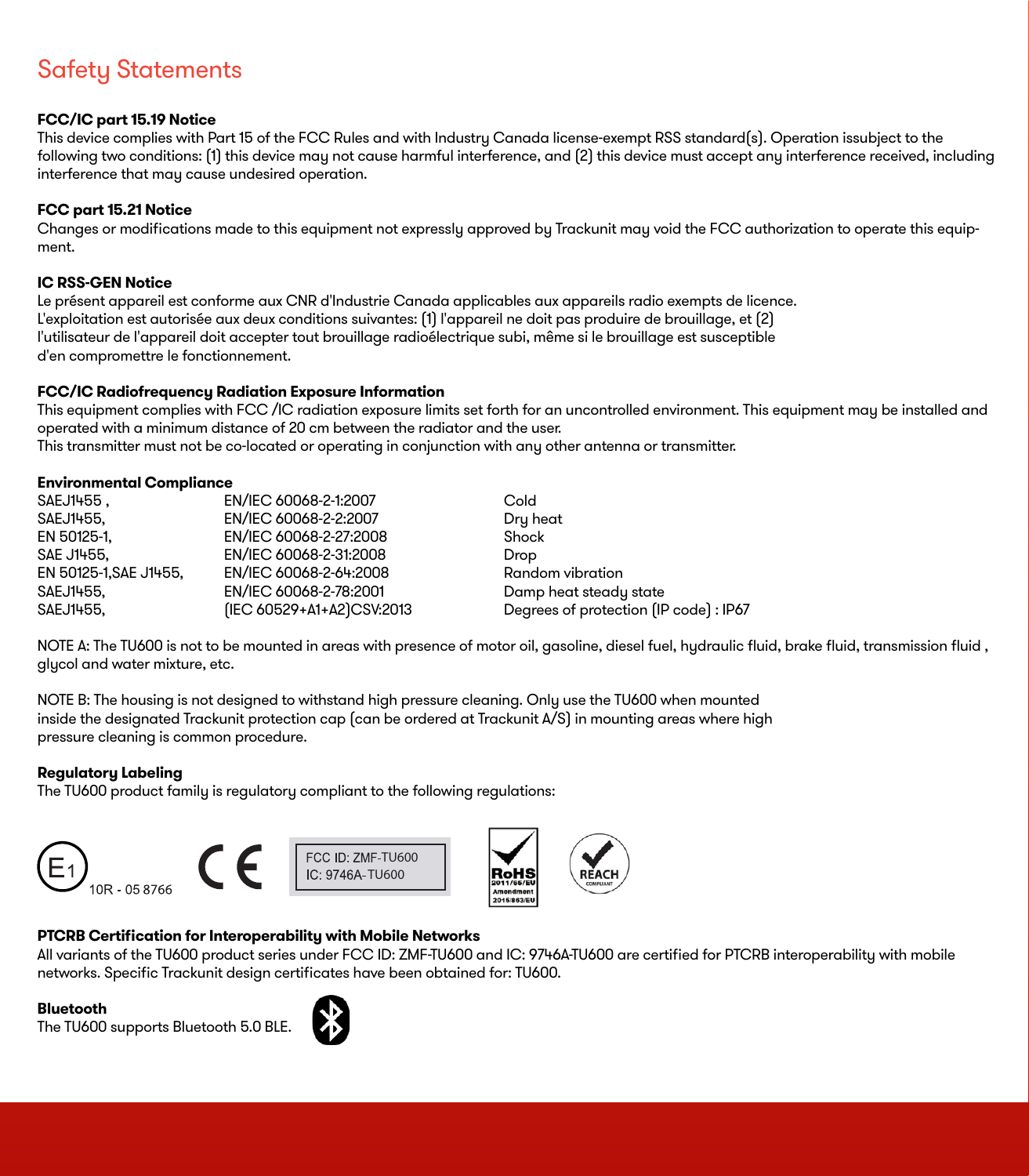# Safety Statements

**FCC/IC part 15.19 Notice**
This device complies with Part 15 of the FCC Rules and with Industry Canada license-exempt RSS standard(s). Operation issubject to the following two conditions: (1) this device may not cause harmful interference, and (2) this device must accept any interference received, including interference that may cause undesired operation.

**FCC part 15.21 Notice**
Changes or modifications made to this equipment not expressly approved by Trackunit may void the FCC authorization to operate this equipment.

**IC RSS-GEN Notice**
Le présent appareil est conforme aux CNR d'Industrie Canada applicables aux appareils radio exempts de licence. L'exploitation est autorisée aux deux conditions suivantes: (1) l'appareil ne doit pas produire de brouillage, et (2) l'utilisateur de l'appareil doit accepter tout brouillage radioélectrique subi, même si le brouillage est susceptible d'en compromettre le fonctionnement.

**FCC/IC Radiofrequency Radiation Exposure Information**
This equipment complies with FCC /IC radiation exposure limits set forth for an uncontrolled environment. This equipment may be installed and operated with a minimum distance of 20 cm between the radiator and the user.
This transmitter must not be co-located or operating in conjunction with any other antenna or transmitter.

**Environmental Compliance**

| | | |
|---|---|---|
| SAEJ1455 , | EN/IEC 60068-2-1:2007 | Cold |
| SAEJ1455, | EN/IEC 60068-2-2:2007 | Dry heat |
| EN 50125-1, | EN/IEC 60068-2-27:2008 | Shock |
| SAE J1455, | EN/IEC 60068-2-31:2008 | Drop |
| EN 50125-1,SAE J1455, | EN/IEC 60068-2-64:2008 | Random vibration |
| SAEJ1455, | EN/IEC 60068-2-78:2001 | Damp heat steady state |
| SAEJ1455, | (IEC 60529+A1+A2)CSV:2013 | Degrees of protection (IP code) : IP67 |

NOTE A: The TU600 is not to be mounted in areas with presence of motor oil, gasoline, diesel fuel, hydraulic fluid, brake fluid, transmission fluid , glycol and water mixture, etc.

NOTE B: The housing is not designed to withstand high pressure cleaning. Only use the TU600 when mounted inside the designated Trackunit protection cap (can be ordered at Trackunit A/S) in mounting areas where high pressure cleaning is common procedure.

**Regulatory Labeling**
The TU600 product family is regulatory compliant to the following regulations:

E1 10R - 05 8766

CE

FCC ID: ZMF-TU600
IC: 9746A-TU600

RoHS 2011/65/EU Amendment 2015/863/EU

REACH COMPLIANT

**PTCRB Certification for Interoperability with Mobile Networks**
All variants of the TU600 product series under FCC ID: ZMF-TU600 and IC: 9746A-TU600 are certified for PTCRB interoperability with mobile networks. Specific Trackunit design certificates have been obtained for: TU600.

**Bluetooth**
The TU600 supports Bluetooth 5.0 BLE.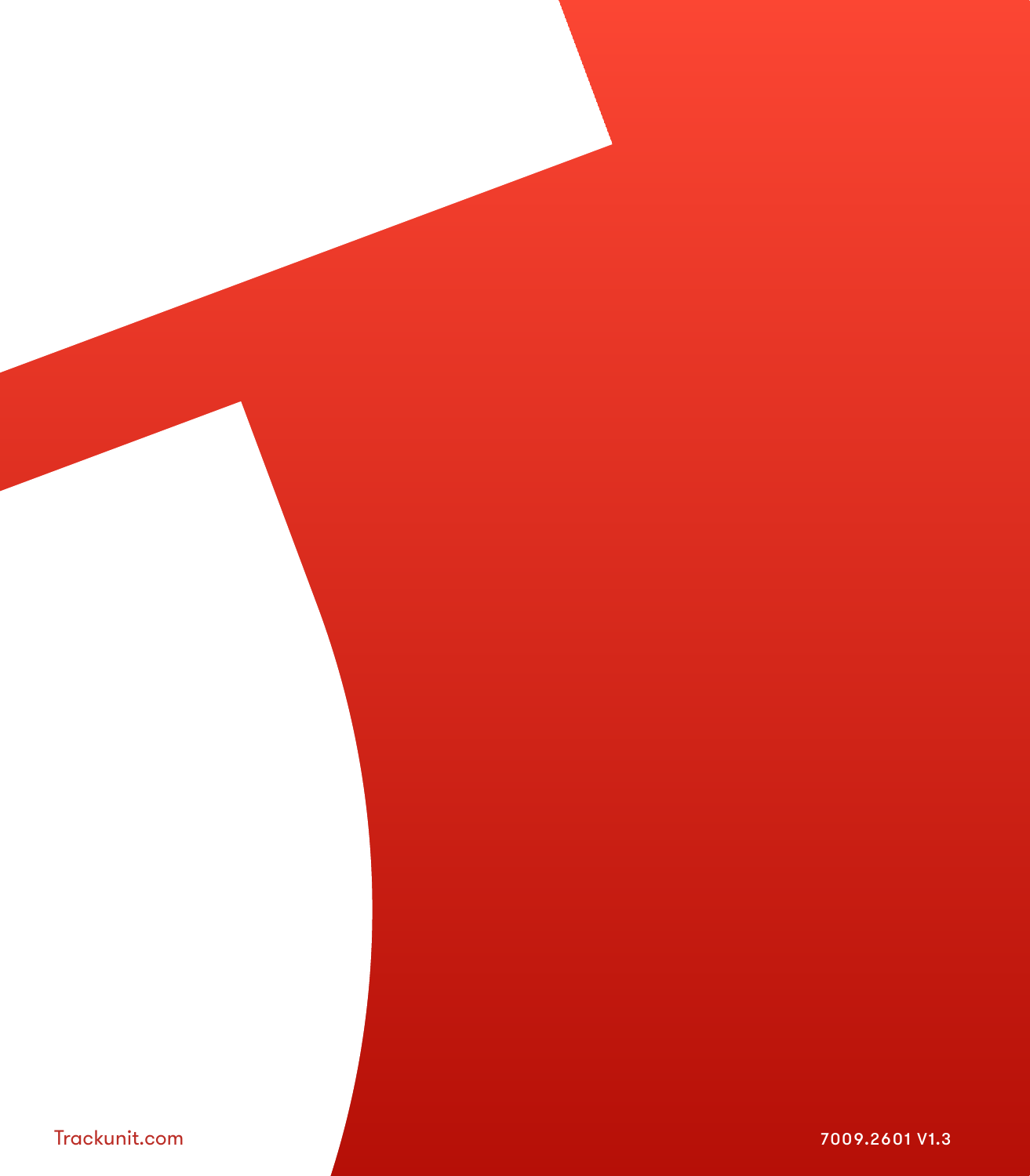Trackunit.com

7009.2601 V1.3